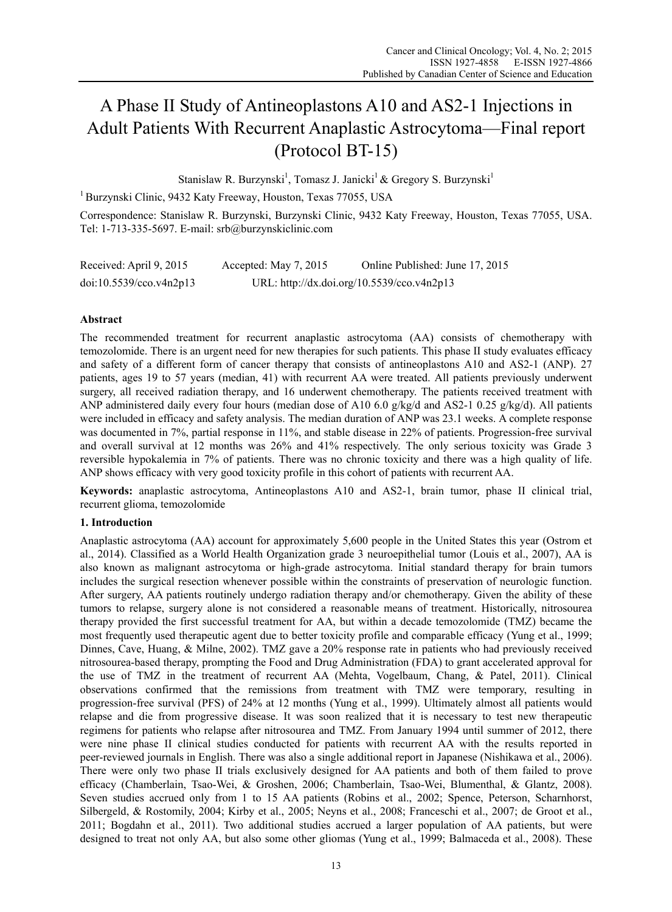# A Phase II Study of Antineoplastons A10 and AS2-1 Injections in Adult Patients With Recurrent Anaplastic Astrocytoma—Final report (Protocol BT-15)

Stanislaw R. Burzynski[1], Tomasz J. Janicki[1] & Gregory S. Burzynski[1]

[1] Burzynski Clinic, 9432 Katy Freeway, Houston, Texas 77055, USA

Correspondence: Stanislaw R. Burzynski, Burzynski Clinic, 9432 Katy Freeway, Houston, Texas 77055, USA. Tel: 1-713-335-5697. E-mail: srb@burzynskiclinic.com

Received: April 9, 2015 Accepted: May 7, 2015 Online Published: June 17, 2015

doi:10.5539/cco.v4n2p13 URL: http://dx.doi.org/10.5539/cco.v4n2p13

## Abstract

The recommended treatment for recurrent anaplastic astrocytoma (AA) consists of chemotherapy with temozolomide. There is an urgent need for new therapies for such patients. This phase II study evaluates efficacy and safety of a different form of cancer therapy that consists of antineoplastons A10 and AS2-1 (ANP). 27 patients, ages 19 to 57 years (median, 41) with recurrent AA were treated. All patients previously underwent surgery, all received radiation therapy, and 16 underwent chemotherapy. The patients received treatment with ANP administered daily every four hours (median dose of A10 6.0 g/kg/d and AS2-1 0.25 g/kg/d). All patients were included in efficacy and safety analysis. The median duration of ANP was 23.1 weeks. A complete response was documented in 7%, partial response in 11%, and stable disease in 22% of patients. Progression-free survival and overall survival at 12 months was 26% and 41% respectively. The only serious toxicity was Grade 3 reversible hypokalemia in 7% of patients. There was no chronic toxicity and there was a high quality of life. ANP shows efficacy with very good toxicity profile in this cohort of patients with recurrent AA.

**Keywords:** anaplastic astrocytoma, Antineoplastons A10 and AS2-1, brain tumor, phase II clinical trial, recurrent glioma, temozolomide

## 1. Introduction

Anaplastic astrocytoma (AA) account for approximately 5,600 people in the United States this year (Ostrom et al., 2014). Classified as a World Health Organization grade 3 neuroepithelial tumor (Louis et al., 2007), AA is also known as malignant astrocytoma or high-grade astrocytoma. Initial standard therapy for brain tumors includes the surgical resection whenever possible within the constraints of preservation of neurologic function. After surgery, AA patients routinely undergo radiation therapy and/or chemotherapy. Given the ability of these tumors to relapse, surgery alone is not considered a reasonable means of treatment. Historically, nitrosourea therapy provided the first successful treatment for AA, but within a decade temozolomide (TMZ) became the most frequently used therapeutic agent due to better toxicity profile and comparable efficacy (Yung et al., 1999; Dinnes, Cave, Huang, & Milne, 2002). TMZ gave a 20% response rate in patients who had previously received nitrosourea-based therapy, prompting the Food and Drug Administration (FDA) to grant accelerated approval for the use of TMZ in the treatment of recurrent AA (Mehta, Vogelbaum, Chang, & Patel, 2011). Clinical observations confirmed that the remissions from treatment with TMZ were temporary, resulting in progression-free survival (PFS) of 24% at 12 months (Yung et al., 1999). Ultimately almost all patients would relapse and die from progressive disease. It was soon realized that it is necessary to test new therapeutic regimens for patients who relapse after nitrosourea and TMZ. From January 1994 until summer of 2012, there were nine phase II clinical studies conducted for patients with recurrent AA with the results reported in peer-reviewed journals in English. There was also a single additional report in Japanese (Nishikawa et al., 2006). There were only two phase II trials exclusively designed for AA patients and both of them failed to prove efficacy (Chamberlain, Tsao-Wei, & Groshen, 2006; Chamberlain, Tsao-Wei, Blumenthal, & Glantz, 2008). Seven studies accrued only from 1 to 15 AA patients (Robins et al., 2002; Spence, Peterson, Scharnhorst, Silbergeld, & Rostomily, 2004; Kirby et al., 2005; Neyns et al., 2008; Franceschi et al., 2007; de Groot et al., 2011; Bogdahn et al., 2011). Two additional studies accrued a larger population of AA patients, but were designed to treat not only AA, but also some other gliomas (Yung et al., 1999; Balmaceda et al., 2008). These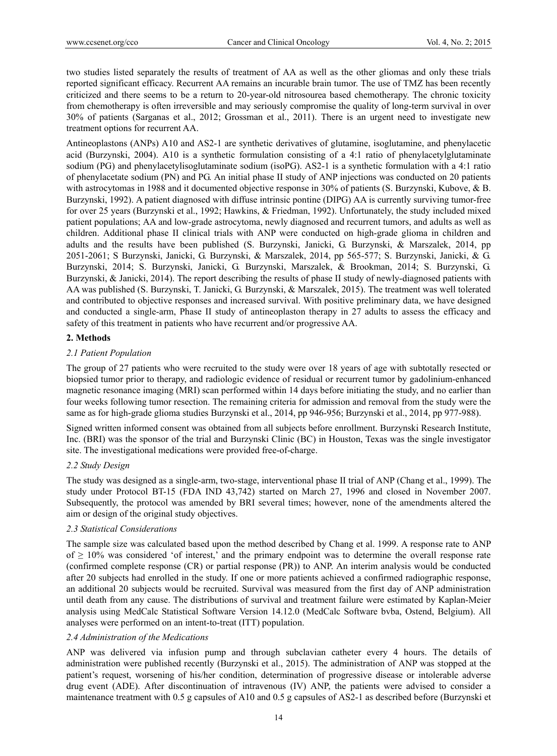two studies listed separately the results of treatment of AA as well as the other gliomas and only these trials reported significant efficacy. Recurrent AA remains an incurable brain tumor. The use of TMZ has been recently criticized and there seems to be a return to 20-year-old nitrosourea based chemotherapy. The chronic toxicity from chemotherapy is often irreversible and may seriously compromise the quality of long-term survival in over 30% of patients (Sarganas et al., 2012; Grossman et al., 2011). There is an urgent need to investigate new treatment options for recurrent AA.

Antineoplastons (ANPs) A10 and AS2-1 are synthetic derivatives of glutamine, isoglutamine, and phenylacetic acid (Burzynski, 2004). A10 is a synthetic formulation consisting of a 4:1 ratio of phenylacetylglutaminate sodium (PG) and phenylacetylisoglutaminate sodium (isoPG). AS2-1 is a synthetic formulation with a 4:1 ratio of phenylacetate sodium (PN) and PG. An initial phase II study of ANP injections was conducted on 20 patients with astrocytomas in 1988 and it documented objective response in 30% of patients (S. Burzynski, Kubove, & B. Burzynski, 1992). A patient diagnosed with diffuse intrinsic pontine (DIPG) AA is currently surviving tumor-free for over 25 years (Burzynski et al., 1992; Hawkins, & Friedman, 1992). Unfortunately, the study included mixed patient populations; AA and low-grade astrocytoma, newly diagnosed and recurrent tumors, and adults as well as children. Additional phase II clinical trials with ANP were conducted on high-grade glioma in children and adults and the results have been published (S. Burzynski, Janicki, G. Burzynski, & Marszalek, 2014, pp 2051-2061; S Burzynski, Janicki, G. Burzynski, & Marszalek, 2014, pp 565-577; S. Burzynski, Janicki, & G. Burzynski, 2014; S. Burzynski, Janicki, G. Burzynski, Marszalek, & Brookman, 2014; S. Burzynski, G. Burzynski, & Janicki, 2014). The report describing the results of phase II study of newly-diagnosed patients with AA was published (S. Burzynski, T. Janicki, G. Burzynski, & Marszalek, 2015). The treatment was well tolerated and contributed to objective responses and increased survival. With positive preliminary data, we have designed and conducted a single-arm, Phase II study of antineoplaston therapy in 27 adults to assess the efficacy and safety of this treatment in patients who have recurrent and/or progressive AA.

## 2. Methods

### *2.1 Patient Population*

The group of 27 patients who were recruited to the study were over 18 years of age with subtotally resected or biopsied tumor prior to therapy, and radiologic evidence of residual or recurrent tumor by gadolinium-enhanced magnetic resonance imaging (MRI) scan performed within 14 days before initiating the study, and no earlier than four weeks following tumor resection. The remaining criteria for admission and removal from the study were the same as for high-grade glioma studies Burzynski et al., 2014, pp 946-956; Burzynski et al., 2014, pp 977-988).

Signed written informed consent was obtained from all subjects before enrollment. Burzynski Research Institute, Inc. (BRI) was the sponsor of the trial and Burzynski Clinic (BC) in Houston, Texas was the single investigator site. The investigational medications were provided free-of-charge.

### *2.2 Study Design*

The study was designed as a single-arm, two-stage, interventional phase II trial of ANP (Chang et al., 1999). The study under Protocol BT-15 (FDA IND 43,742) started on March 27, 1996 and closed in November 2007. Subsequently, the protocol was amended by BRI several times; however, none of the amendments altered the aim or design of the original study objectives.

### *2.3 Statistical Considerations*

The sample size was calculated based upon the method described by Chang et al. 1999. A response rate to ANP of $\geq 10\%$ was considered 'of interest,' and the primary endpoint was to determine the overall response rate (confirmed complete response (CR) or partial response (PR)) to ANP. An interim analysis would be conducted after 20 subjects had enrolled in the study. If one or more patients achieved a confirmed radiographic response, an additional 20 subjects would be recruited. Survival was measured from the first day of ANP administration until death from any cause. The distributions of survival and treatment failure were estimated by Kaplan-Meier analysis using MedCalc Statistical Software Version 14.12.0 (MedCalc Software bvba, Ostend, Belgium). All analyses were performed on an intent-to-treat (ITT) population.

### *2.4 Administration of the Medications*

ANP was delivered via infusion pump and through subclavian catheter every 4 hours. The details of administration were published recently (Burzynski et al., 2015). The administration of ANP was stopped at the patient's request, worsening of his/her condition, determination of progressive disease or intolerable adverse drug event (ADE). After discontinuation of intravenous (IV) ANP, the patients were advised to consider a maintenance treatment with 0.5 g capsules of A10 and 0.5 g capsules of AS2-1 as described before (Burzynski et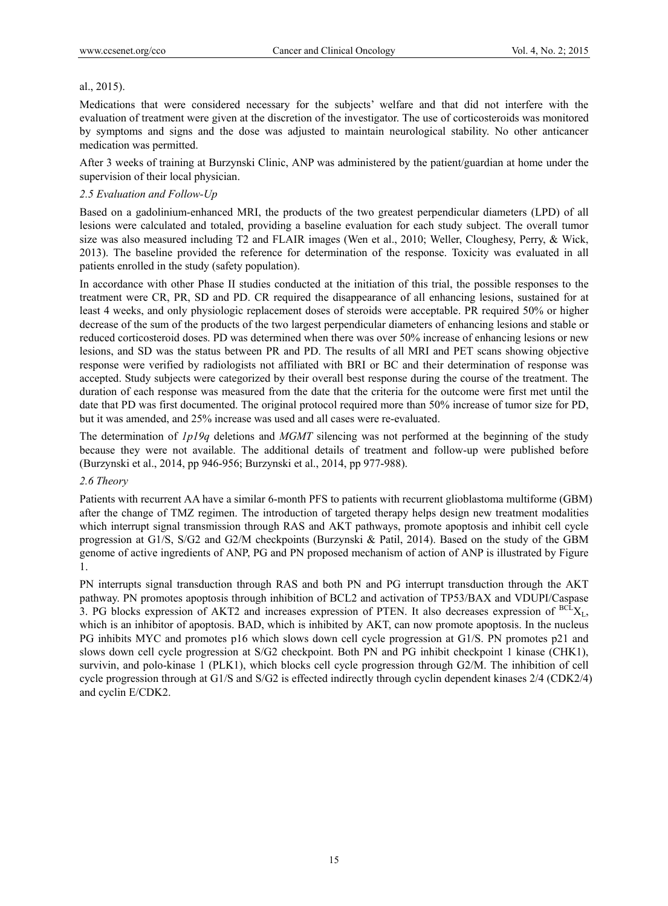al., 2015).

Medications that were considered necessary for the subjects' welfare and that did not interfere with the evaluation of treatment were given at the discretion of the investigator. The use of corticosteroids was monitored by symptoms and signs and the dose was adjusted to maintain neurological stability. No other anticancer medication was permitted.

After 3 weeks of training at Burzynski Clinic, ANP was administered by the patient/guardian at home under the supervision of their local physician.

### *2.5 Evaluation and Follow-Up*

Based on a gadolinium-enhanced MRI, the products of the two greatest perpendicular diameters (LPD) of all lesions were calculated and totaled, providing a baseline evaluation for each study subject. The overall tumor size was also measured including T2 and FLAIR images (Wen et al., 2010; Weller, Cloughesy, Perry, & Wick, 2013). The baseline provided the reference for determination of the response. Toxicity was evaluated in all patients enrolled in the study (safety population).

In accordance with other Phase II studies conducted at the initiation of this trial, the possible responses to the treatment were CR, PR, SD and PD. CR required the disappearance of all enhancing lesions, sustained for at least 4 weeks, and only physiologic replacement doses of steroids were acceptable. PR required 50% or higher decrease of the sum of the products of the two largest perpendicular diameters of enhancing lesions and stable or reduced corticosteroid doses. PD was determined when there was over 50% increase of enhancing lesions or new lesions, and SD was the status between PR and PD. The results of all MRI and PET scans showing objective response were verified by radiologists not affiliated with BRI or BC and their determination of response was accepted. Study subjects were categorized by their overall best response during the course of the treatment. The duration of each response was measured from the date that the criteria for the outcome were first met until the date that PD was first documented. The original protocol required more than 50% increase of tumor size for PD, but it was amended, and 25% increase was used and all cases were re-evaluated.

The determination of *1p19q* deletions and *MGMT* silencing was not performed at the beginning of the study because they were not available. The additional details of treatment and follow-up were published before (Burzynski et al., 2014, pp 946-956; Burzynski et al., 2014, pp 977-988).

### *2.6 Theory*

Patients with recurrent AA have a similar 6-month PFS to patients with recurrent glioblastoma multiforme (GBM) after the change of TMZ regimen. The introduction of targeted therapy helps design new treatment modalities which interrupt signal transmission through RAS and AKT pathways, promote apoptosis and inhibit cell cycle progression at G1/S, S/G2 and G2/M checkpoints (Burzynski & Patil, 2014). Based on the study of the GBM genome of active ingredients of ANP, PG and PN proposed mechanism of action of ANP is illustrated by Figure 1.

PN interrupts signal transduction through RAS and both PN and PG interrupt transduction through the AKT pathway. PN promotes apoptosis through inhibition of BCL2 and activation of TP53/BAX and VDUPI/Caspase 3. PG blocks expression of AKT2 and increases expression of PTEN. It also decreases expression of $^{BCL}X_L$, which is an inhibitor of apoptosis. BAD, which is inhibited by AKT, can now promote apoptosis. In the nucleus PG inhibits MYC and promotes p16 which slows down cell cycle progression at G1/S. PN promotes p21 and slows down cell cycle progression at S/G2 checkpoint. Both PN and PG inhibit checkpoint 1 kinase (CHK1), survivin, and polo-kinase 1 (PLK1), which blocks cell cycle progression through G2/M. The inhibition of cell cycle progression through at G1/S and S/G2 is effected indirectly through cyclin dependent kinases 2/4 (CDK2/4) and cyclin E/CDK2.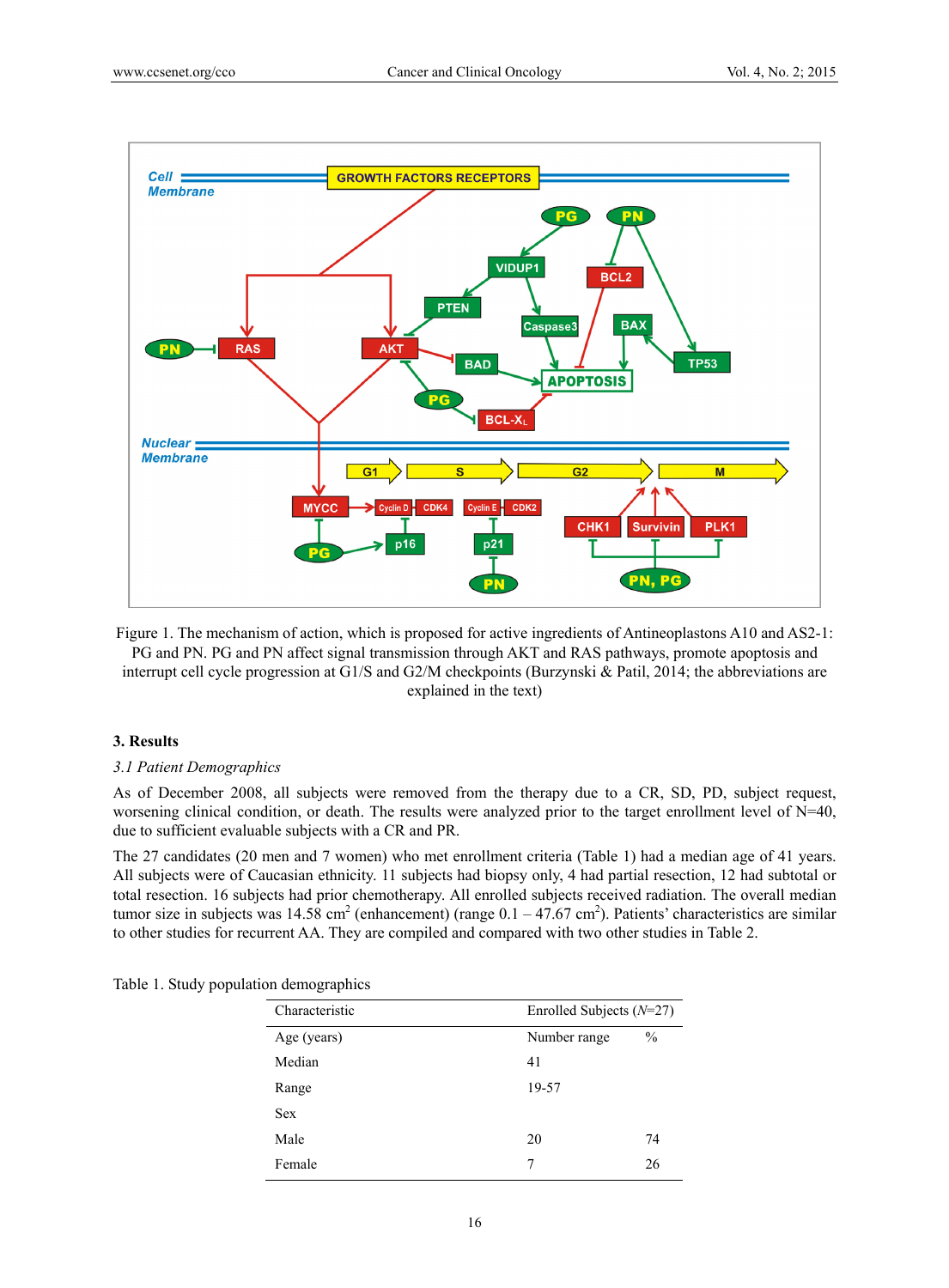Figure 1. The mechanism of action, which is proposed for active ingredients of Antineoplastons A10 and AS2-1: PG and PN. PG and PN affect signal transmission through AKT and RAS pathways, promote apoptosis and interrupt cell cycle progression at G1/S and G2/M checkpoints (Burzynski & Patil, 2014; the abbreviations are explained in the text)

## 3. Results

### 3.1 Patient Demographics

As of December 2008, all subjects were removed from the therapy due to a CR, SD, PD, subject request, worsening clinical condition, or death. The results were analyzed prior to the target enrollment level of N=40, due to sufficient evaluable subjects with a CR and PR.

The 27 candidates (20 men and 7 women) who met enrollment criteria (Table 1) had a median age of 41 years. All subjects were of Caucasian ethnicity. 11 subjects had biopsy only, 4 had partial resection, 12 had subtotal or total resection. 16 subjects had prior chemotherapy. All enrolled subjects received radiation. The overall median tumor size in subjects was 14.58 $cm^2$ (enhancement) (range 0.1 – 47.67 $cm^2$). Patients' characteristics are similar to other studies for recurrent AA. They are compiled and compared with two other studies in Table 2.

Table 1. Study population demographics

| Characteristic | Enrolled Subjects (*N*=27) | |
|---|---|---|
| Age (years) | Number range | % |
| Median | 41 | |
| Range | 19-57 | |
| Sex | | |
| Male | 20 | 74 |
| Female | 7 | 26 |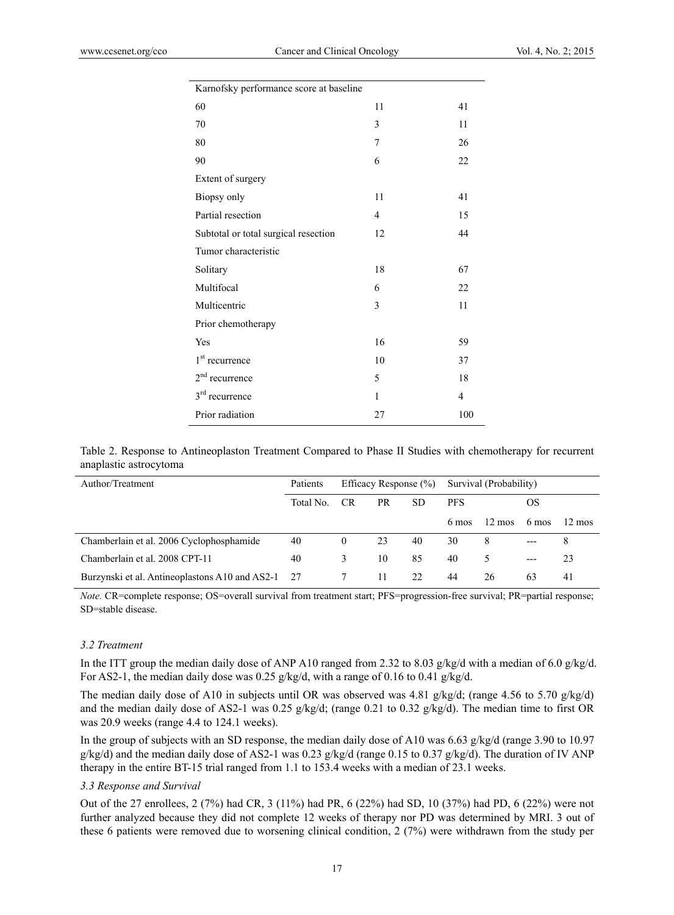| Karnofsky performance score at baseline | | |
|---|---|---|
| 60 | 11 | 41 |
| 70 | 3 | 11 |
| 80 | 7 | 26 |
| 90 | 6 | 22 |
| Extent of surgery | | |
| Biopsy only | 11 | 41 |
| Partial resection | 4 | 15 |
| Subtotal or total surgical resection | 12 | 44 |
| Tumor characteristic | | |
| Solitary | 18 | 67 |
| Multifocal | 6 | 22 |
| Multicentric | 3 | 11 |
| Prior chemotherapy | | |
| Yes | 16 | 59 |
| 1st recurrence | 10 | 37 |
| 2nd recurrence | 5 | 18 |
| 3rd recurrence | 1 | 4 |
| Prior radiation | 27 | 100 |

Table 2. Response to Antineoplaston Treatment Compared to Phase II Studies with chemotherapy for recurrent anaplastic astrocytoma

| Author/Treatment | Patients | Efficacy Response (%) | | | Survival (Probability) | | | |
|---|---|---|---|---|---|---|---|---|
| | Total No. | CR | PR | SD | PFS | | OS | |
| | | | | | 6 mos | 12 mos | 6 mos | 12 mos |
| Chamberlain et al. 2006 Cyclophosphamide | 40 | 0 | 23 | 40 | 30 | 8 | --- | 8 |
| Chamberlain et al. 2008 CPT-11 | 40 | 3 | 10 | 85 | 40 | 5 | --- | 23 |
| Burzynski et al. Antineoplastons A10 and AS2-1 | 27 | 7 | 11 | 22 | 44 | 26 | 63 | 41 |

*Note.* CR=complete response; OS=overall survival from treatment start; PFS=progression-free survival; PR=partial response; SD=stable disease.

### *3.2 Treatment*

In the ITT group the median daily dose of ANP A10 ranged from 2.32 to 8.03 g/kg/d with a median of 6.0 g/kg/d. For AS2-1, the median daily dose was 0.25 g/kg/d, with a range of 0.16 to 0.41 g/kg/d.

The median daily dose of A10 in subjects until OR was observed was 4.81 g/kg/d; (range 4.56 to 5.70 g/kg/d) and the median daily dose of AS2-1 was 0.25 g/kg/d; (range 0.21 to 0.32 g/kg/d). The median time to first OR was 20.9 weeks (range 4.4 to 124.1 weeks).

In the group of subjects with an SD response, the median daily dose of A10 was 6.63 g/kg/d (range 3.90 to 10.97 g/kg/d) and the median daily dose of AS2-1 was 0.23 g/kg/d (range 0.15 to 0.37 g/kg/d). The duration of IV ANP therapy in the entire BT-15 trial ranged from 1.1 to 153.4 weeks with a median of 23.1 weeks.

### *3.3 Response and Survival*

Out of the 27 enrollees, 2 (7%) had CR, 3 (11%) had PR, 6 (22%) had SD, 10 (37%) had PD, 6 (22%) were not further analyzed because they did not complete 12 weeks of therapy nor PD was determined by MRI. 3 out of these 6 patients were removed due to worsening clinical condition, 2 (7%) were withdrawn from the study per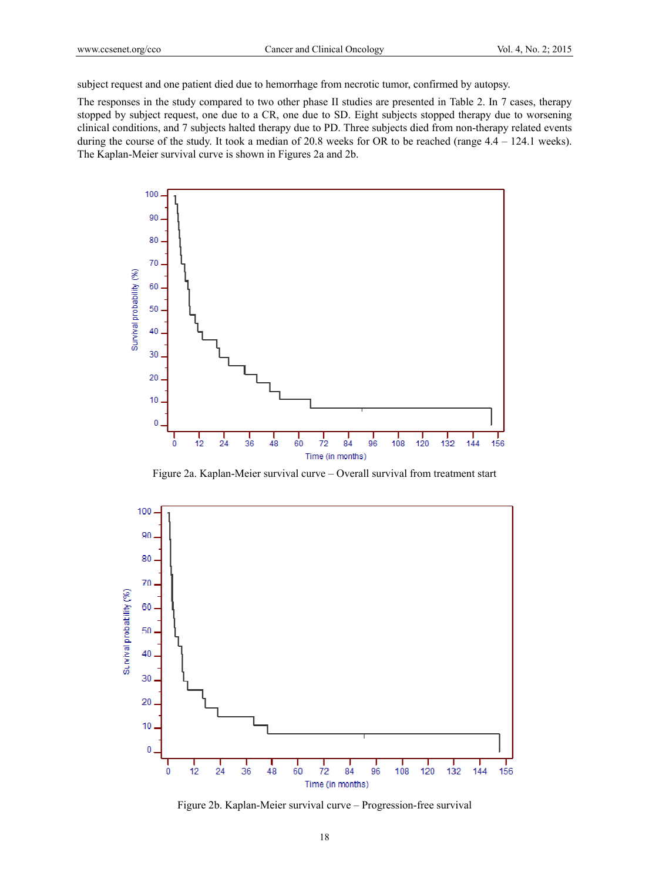subject request and one patient died due to hemorrhage from necrotic tumor, confirmed by autopsy.

The responses in the study compared to two other phase II studies are presented in Table 2. In 7 cases, therapy stopped by subject request, one due to a CR, one due to SD. Eight subjects stopped therapy due to worsening clinical conditions, and 7 subjects halted therapy due to PD. Three subjects died from non-therapy related events during the course of the study. It took a median of 20.8 weeks for OR to be reached (range 4.4 – 124.1 weeks). The Kaplan-Meier survival curve is shown in Figures 2a and 2b.

Figure 2a. Kaplan-Meier survival curve – Overall survival from treatment start

Figure 2b. Kaplan-Meier survival curve – Progression-free survival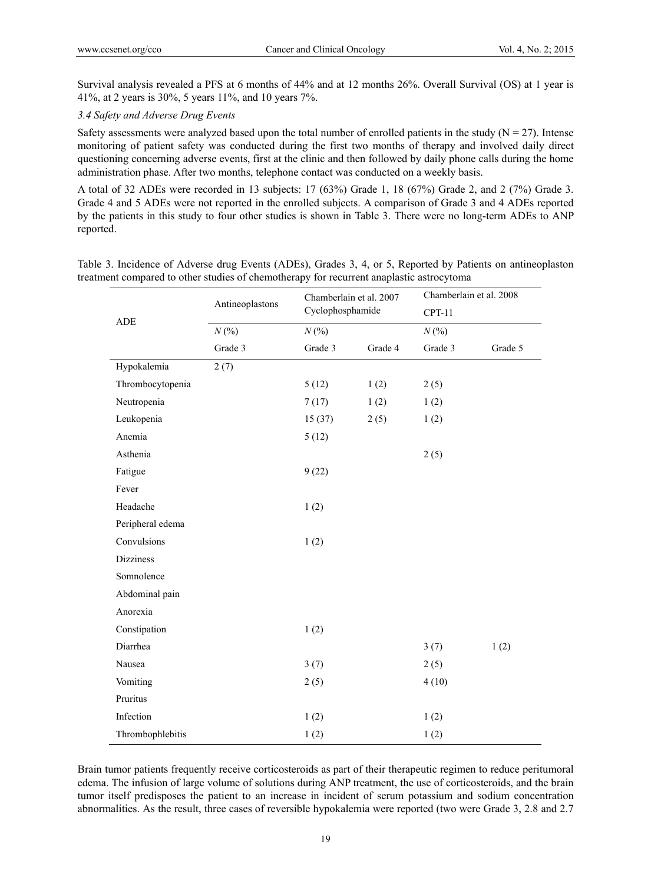Survival analysis revealed a PFS at 6 months of 44% and at 12 months 26%. Overall Survival (OS) at 1 year is 41%, at 2 years is 30%, 5 years 11%, and 10 years 7%.

*3.4 Safety and Adverse Drug Events*

Safety assessments were analyzed based upon the total number of enrolled patients in the study (N = 27). Intense monitoring of patient safety was conducted during the first two months of therapy and involved daily direct questioning concerning adverse events, first at the clinic and then followed by daily phone calls during the home administration phase. After two months, telephone contact was conducted on a weekly basis.

A total of 32 ADEs were recorded in 13 subjects: 17 (63%) Grade 1, 18 (67%) Grade 2, and 2 (7%) Grade 3. Grade 4 and 5 ADEs were not reported in the enrolled subjects. A comparison of Grade 3 and 4 ADEs reported by the patients in this study to four other studies is shown in Table 3. There were no long-term ADEs to ANP reported.

Table 3. Incidence of Adverse drug Events (ADEs), Grades 3, 4, or 5, Reported by Patients on antineoplaston treatment compared to other studies of chemotherapy for recurrent anaplastic astrocytoma

| ADE | Antineoplastons | Chamberlain et al. 2007 Cyclophosphamide | | Chamberlain et al. 2008 CPT-11 | |
|---|---|---|---|---|---|
| | *N* (%) | *N* (%) | | *N* (%) | |
| | Grade 3 | Grade 3 | Grade 4 | Grade 3 | Grade 5 |
| Hypokalemia | 2 (7) | | | | |
| Thrombocytopenia | | 5 (12) | 1 (2) | 2 (5) | |
| Neutropenia | | 7 (17) | 1 (2) | 1 (2) | |
| Leukopenia | | 15 (37) | 2 (5) | 1 (2) | |
| Anemia | | 5 (12) | | | |
| Asthenia | | | | 2 (5) | |
| Fatigue | | 9 (22) | | | |
| Fever | | | | | |
| Headache | | 1 (2) | | | |
| Peripheral edema | | | | | |
| Convulsions | | 1 (2) | | | |
| Dizziness | | | | | |
| Somnolence | | | | | |
| Abdominal pain | | | | | |
| Anorexia | | | | | |
| Constipation | | 1 (2) | | | |
| Diarrhea | | | | 3 (7) | 1 (2) |
| Nausea | | 3 (7) | | 2 (5) | |
| Vomiting | | 2 (5) | | 4 (10) | |
| Pruritus | | | | | |
| Infection | | 1 (2) | | 1 (2) | |
| Thrombophlebitis | | 1 (2) | | 1 (2) | |

Brain tumor patients frequently receive corticosteroids as part of their therapeutic regimen to reduce peritumoral edema. The infusion of large volume of solutions during ANP treatment, the use of corticosteroids, and the brain tumor itself predisposes the patient to an increase in incident of serum potassium and sodium concentration abnormalities. As the result, three cases of reversible hypokalemia were reported (two were Grade 3, 2.8 and 2.7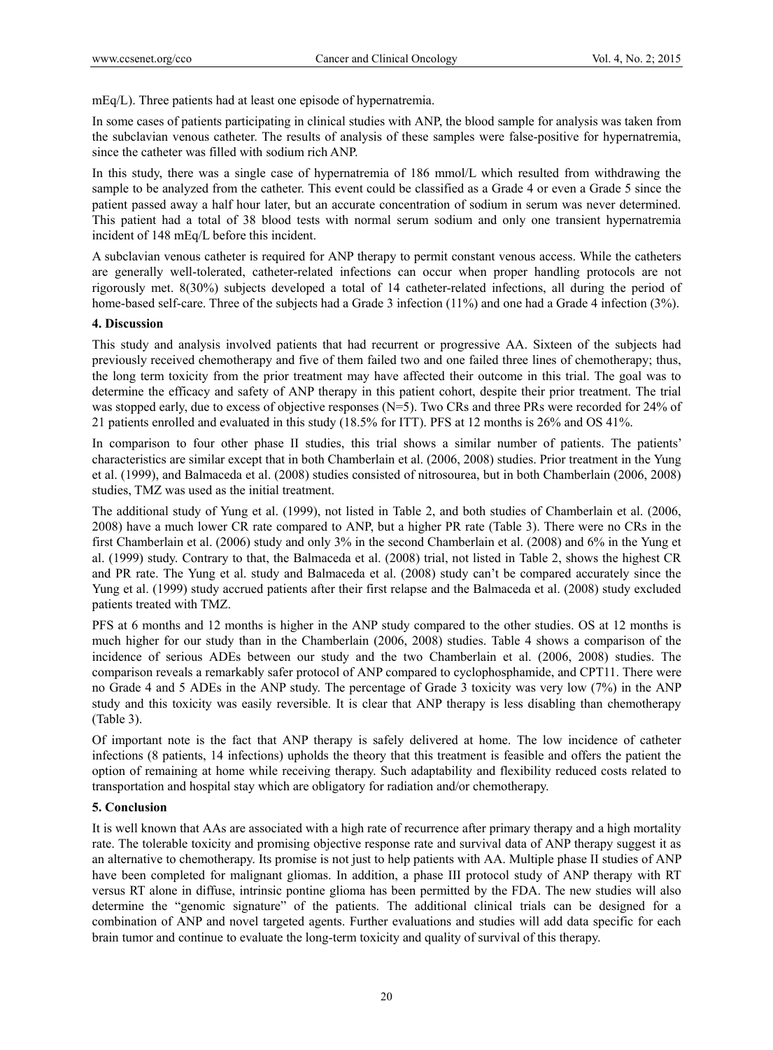mEq/L). Three patients had at least one episode of hypernatremia.

In some cases of patients participating in clinical studies with ANP, the blood sample for analysis was taken from the subclavian venous catheter. The results of analysis of these samples were false-positive for hypernatremia, since the catheter was filled with sodium rich ANP.

In this study, there was a single case of hypernatremia of 186 mmol/L which resulted from withdrawing the sample to be analyzed from the catheter. This event could be classified as a Grade 4 or even a Grade 5 since the patient passed away a half hour later, but an accurate concentration of sodium in serum was never determined. This patient had a total of 38 blood tests with normal serum sodium and only one transient hypernatremia incident of 148 mEq/L before this incident.

A subclavian venous catheter is required for ANP therapy to permit constant venous access. While the catheters are generally well-tolerated, catheter-related infections can occur when proper handling protocols are not rigorously met. 8(30%) subjects developed a total of 14 catheter-related infections, all during the period of home-based self-care. Three of the subjects had a Grade 3 infection (11%) and one had a Grade 4 infection (3%).

## 4. Discussion

This study and analysis involved patients that had recurrent or progressive AA. Sixteen of the subjects had previously received chemotherapy and five of them failed two and one failed three lines of chemotherapy; thus, the long term toxicity from the prior treatment may have affected their outcome in this trial. The goal was to determine the efficacy and safety of ANP therapy in this patient cohort, despite their prior treatment. The trial was stopped early, due to excess of objective responses (N=5). Two CRs and three PRs were recorded for 24% of 21 patients enrolled and evaluated in this study (18.5% for ITT). PFS at 12 months is 26% and OS 41%.

In comparison to four other phase II studies, this trial shows a similar number of patients. The patients' characteristics are similar except that in both Chamberlain et al. (2006, 2008) studies. Prior treatment in the Yung et al. (1999), and Balmaceda et al. (2008) studies consisted of nitrosourea, but in both Chamberlain (2006, 2008) studies, TMZ was used as the initial treatment.

The additional study of Yung et al. (1999), not listed in Table 2, and both studies of Chamberlain et al. (2006, 2008) have a much lower CR rate compared to ANP, but a higher PR rate (Table 3). There were no CRs in the first Chamberlain et al. (2006) study and only 3% in the second Chamberlain et al. (2008) and 6% in the Yung et al. (1999) study. Contrary to that, the Balmaceda et al. (2008) trial, not listed in Table 2, shows the highest CR and PR rate. The Yung et al. study and Balmaceda et al. (2008) study can't be compared accurately since the Yung et al. (1999) study accrued patients after their first relapse and the Balmaceda et al. (2008) study excluded patients treated with TMZ.

PFS at 6 months and 12 months is higher in the ANP study compared to the other studies. OS at 12 months is much higher for our study than in the Chamberlain (2006, 2008) studies. Table 4 shows a comparison of the incidence of serious ADEs between our study and the two Chamberlain et al. (2006, 2008) studies. The comparison reveals a remarkably safer protocol of ANP compared to cyclophosphamide, and CPT11. There were no Grade 4 and 5 ADEs in the ANP study. The percentage of Grade 3 toxicity was very low (7%) in the ANP study and this toxicity was easily reversible. It is clear that ANP therapy is less disabling than chemotherapy (Table 3).

Of important note is the fact that ANP therapy is safely delivered at home. The low incidence of catheter infections (8 patients, 14 infections) upholds the theory that this treatment is feasible and offers the patient the option of remaining at home while receiving therapy. Such adaptability and flexibility reduced costs related to transportation and hospital stay which are obligatory for radiation and/or chemotherapy.

## 5. Conclusion

It is well known that AAs are associated with a high rate of recurrence after primary therapy and a high mortality rate. The tolerable toxicity and promising objective response rate and survival data of ANP therapy suggest it as an alternative to chemotherapy. Its promise is not just to help patients with AA. Multiple phase II studies of ANP have been completed for malignant gliomas. In addition, a phase III protocol study of ANP therapy with RT versus RT alone in diffuse, intrinsic pontine glioma has been permitted by the FDA. The new studies will also determine the "genomic signature" of the patients. The additional clinical trials can be designed for a combination of ANP and novel targeted agents. Further evaluations and studies will add data specific for each brain tumor and continue to evaluate the long-term toxicity and quality of survival of this therapy.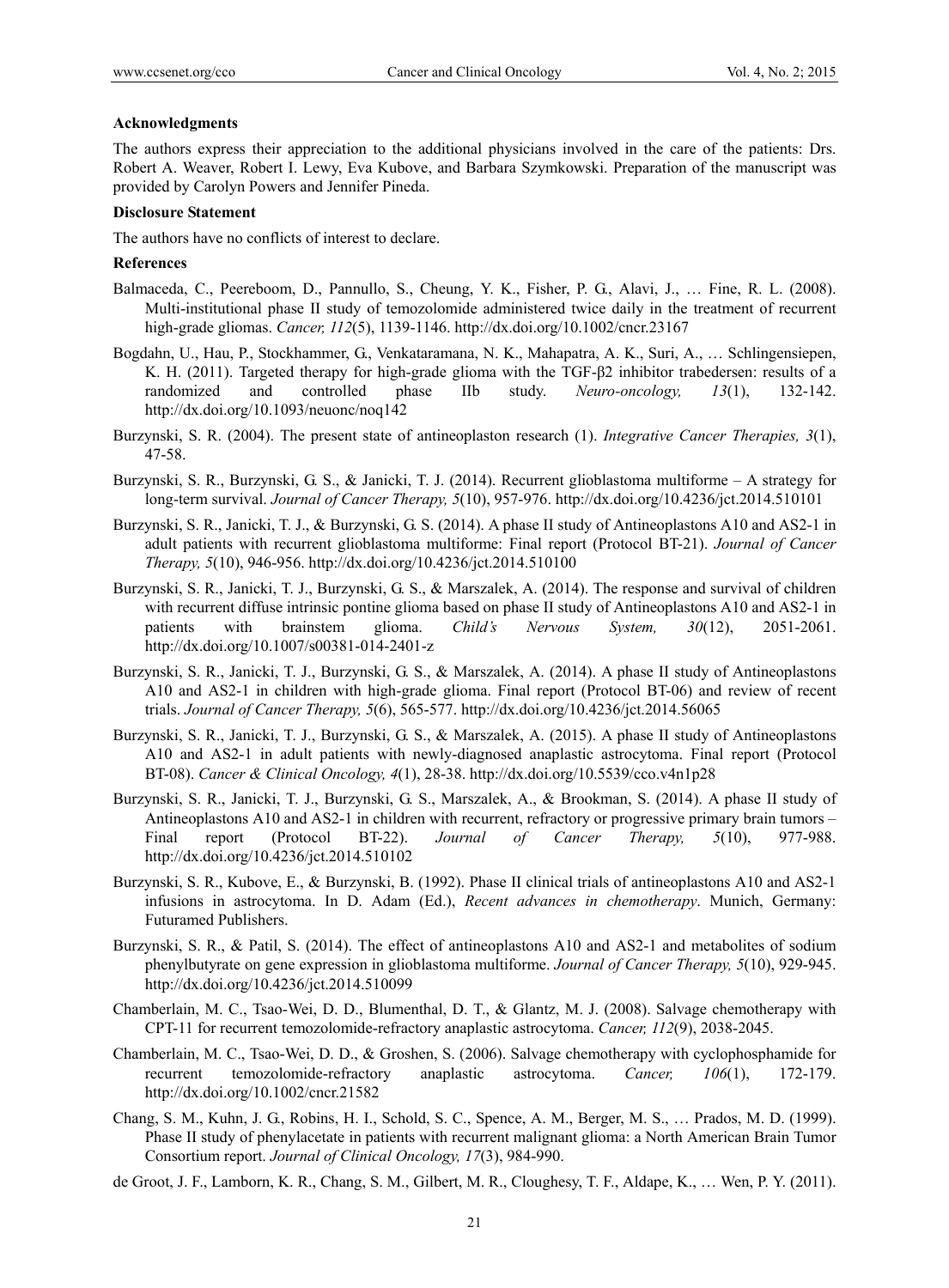**Acknowledgments**

The authors express their appreciation to the additional physicians involved in the care of the patients: Drs. Robert A. Weaver, Robert I. Lewy, Eva Kubove, and Barbara Szymkowski. Preparation of the manuscript was provided by Carolyn Powers and Jennifer Pineda.

**Disclosure Statement**

The authors have no conflicts of interest to declare.

**References**

Balmaceda, C., Peereboom, D., Pannullo, S., Cheung, Y. K., Fisher, P. G., Alavi, J., … Fine, R. L. (2008). Multi-institutional phase II study of temozolomide administered twice daily in the treatment of recurrent high-grade gliomas. *Cancer, 112*(5), 1139-1146. http://dx.doi.org/10.1002/cncr.23167

Bogdahn, U., Hau, P., Stockhammer, G., Venkataramana, N. K., Mahapatra, A. K., Suri, A., … Schlingensiepen, K. H. (2011). Targeted therapy for high-grade glioma with the TGF-β2 inhibitor trabedersen: results of a randomized and controlled phase IIb study. *Neuro-oncology, 13*(1), 132-142. http://dx.doi.org/10.1093/neuonc/noq142

Burzynski, S. R. (2004). The present state of antineoplaston research (1). *Integrative Cancer Therapies, 3*(1), 47-58.

Burzynski, S. R., Burzynski, G. S., & Janicki, T. J. (2014). Recurrent glioblastoma multiforme – A strategy for long-term survival. *Journal of Cancer Therapy, 5*(10), 957-976. http://dx.doi.org/10.4236/jct.2014.510101

Burzynski, S. R., Janicki, T. J., & Burzynski, G. S. (2014). A phase II study of Antineoplastons A10 and AS2-1 in adult patients with recurrent glioblastoma multiforme: Final report (Protocol BT-21). *Journal of Cancer Therapy, 5*(10), 946-956. http://dx.doi.org/10.4236/jct.2014.510100

Burzynski, S. R., Janicki, T. J., Burzynski, G. S., & Marszalek, A. (2014). The response and survival of children with recurrent diffuse intrinsic pontine glioma based on phase II study of Antineoplastons A10 and AS2-1 in patients with brainstem glioma. *Child's Nervous System, 30*(12), 2051-2061. http://dx.doi.org/10.1007/s00381-014-2401-z

Burzynski, S. R., Janicki, T. J., Burzynski, G. S., & Marszalek, A. (2014). A phase II study of Antineoplastons A10 and AS2-1 in children with high-grade glioma. Final report (Protocol BT-06) and review of recent trials. *Journal of Cancer Therapy, 5*(6), 565-577. http://dx.doi.org/10.4236/jct.2014.56065

Burzynski, S. R., Janicki, T. J., Burzynski, G. S., & Marszalek, A. (2015). A phase II study of Antineoplastons A10 and AS2-1 in adult patients with newly-diagnosed anaplastic astrocytoma. Final report (Protocol BT-08). *Cancer & Clinical Oncology, 4*(1), 28-38. http://dx.doi.org/10.5539/cco.v4n1p28

Burzynski, S. R., Janicki, T. J., Burzynski, G. S., Marszalek, A., & Brookman, S. (2014). A phase II study of Antineoplastons A10 and AS2-1 in children with recurrent, refractory or progressive primary brain tumors – Final report (Protocol BT-22). *Journal of Cancer Therapy, 5*(10), 977-988. http://dx.doi.org/10.4236/jct.2014.510102

Burzynski, S. R., Kubove, E., & Burzynski, B. (1992). Phase II clinical trials of antineoplastons A10 and AS2-1 infusions in astrocytoma. In D. Adam (Ed.), *Recent advances in chemotherapy*. Munich, Germany: Futuramed Publishers.

Burzynski, S. R., & Patil, S. (2014). The effect of antineoplastons A10 and AS2-1 and metabolites of sodium phenylbutyrate on gene expression in glioblastoma multiforme. *Journal of Cancer Therapy, 5*(10), 929-945. http://dx.doi.org/10.4236/jct.2014.510099

Chamberlain, M. C., Tsao-Wei, D. D., Blumenthal, D. T., & Glantz, M. J. (2008). Salvage chemotherapy with CPT-11 for recurrent temozolomide-refractory anaplastic astrocytoma. *Cancer, 112*(9), 2038-2045.

Chamberlain, M. C., Tsao-Wei, D. D., & Groshen, S. (2006). Salvage chemotherapy with cyclophosphamide for recurrent temozolomide-refractory anaplastic astrocytoma. *Cancer, 106*(1), 172-179. http://dx.doi.org/10.1002/cncr.21582

Chang, S. M., Kuhn, J. G., Robins, H. I., Schold, S. C., Spence, A. M., Berger, M. S., … Prados, M. D. (1999). Phase II study of phenylacetate in patients with recurrent malignant glioma: a North American Brain Tumor Consortium report. *Journal of Clinical Oncology, 17*(3), 984-990.

de Groot, J. F., Lamborn, K. R., Chang, S. M., Gilbert, M. R., Cloughesy, T. F., Aldape, K., … Wen, P. Y. (2011).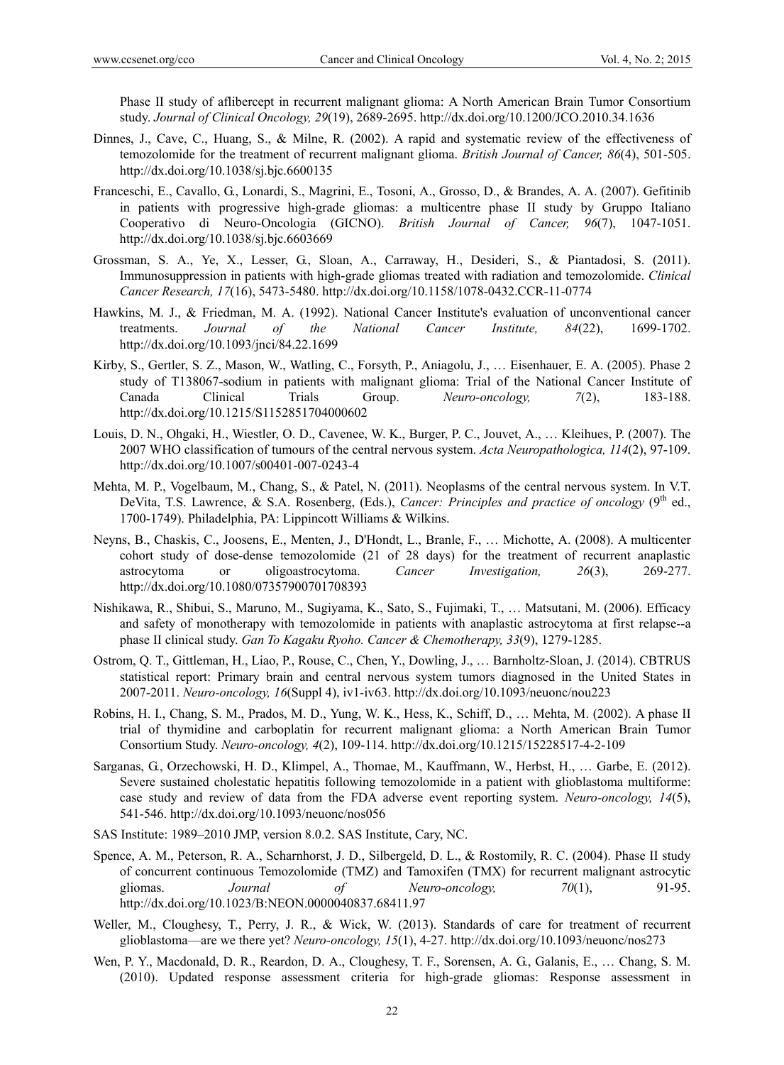Phase II study of aflibercept in recurrent malignant glioma: A North American Brain Tumor Consortium study. *Journal of Clinical Oncology, 29*(19), 2689-2695. http://dx.doi.org/10.1200/JCO.2010.34.1636

Dinnes, J., Cave, C., Huang, S., & Milne, R. (2002). A rapid and systematic review of the effectiveness of temozolomide for the treatment of recurrent malignant glioma. *British Journal of Cancer, 86*(4), 501-505. http://dx.doi.org/10.1038/sj.bjc.6600135

Franceschi, E., Cavallo, G., Lonardi, S., Magrini, E., Tosoni, A., Grosso, D., & Brandes, A. A. (2007). Gefitinib in patients with progressive high-grade gliomas: a multicentre phase II study by Gruppo Italiano Cooperativo di Neuro-Oncologia (GICNO). *British Journal of Cancer, 96*(7), 1047-1051. http://dx.doi.org/10.1038/sj.bjc.6603669

Grossman, S. A., Ye, X., Lesser, G., Sloan, A., Carraway, H., Desideri, S., & Piantadosi, S. (2011). Immunosuppression in patients with high-grade gliomas treated with radiation and temozolomide. *Clinical Cancer Research, 17*(16), 5473-5480. http://dx.doi.org/10.1158/1078-0432.CCR-11-0774

Hawkins, M. J., & Friedman, M. A. (1992). National Cancer Institute's evaluation of unconventional cancer treatments. *Journal of the National Cancer Institute, 84*(22), 1699-1702. http://dx.doi.org/10.1093/jnci/84.22.1699

Kirby, S., Gertler, S. Z., Mason, W., Watling, C., Forsyth, P., Aniagolu, J., … Eisenhauer, E. A. (2005). Phase 2 study of T138067-sodium in patients with malignant glioma: Trial of the National Cancer Institute of Canada Clinical Trials Group. *Neuro-oncology, 7*(2), 183-188. http://dx.doi.org/10.1215/S1152851704000602

Louis, D. N., Ohgaki, H., Wiestler, O. D., Cavenee, W. K., Burger, P. C., Jouvet, A., … Kleihues, P. (2007). The 2007 WHO classification of tumours of the central nervous system. *Acta Neuropathologica, 114*(2), 97-109. http://dx.doi.org/10.1007/s00401-007-0243-4

Mehta, M. P., Vogelbaum, M., Chang, S., & Patel, N. (2011). Neoplasms of the central nervous system. In V.T. DeVita, T.S. Lawrence, & S.A. Rosenberg, (Eds.), *Cancer: Principles and practice of oncology* (9th ed., 1700-1749). Philadelphia, PA: Lippincott Williams & Wilkins.

Neyns, B., Chaskis, C., Joosens, E., Menten, J., D'Hondt, L., Branle, F., … Michotte, A. (2008). A multicenter cohort study of dose-dense temozolomide (21 of 28 days) for the treatment of recurrent anaplastic astrocytoma or oligoastrocytoma. *Cancer Investigation, 26*(3), 269-277. http://dx.doi.org/10.1080/07357900701708393

Nishikawa, R., Shibui, S., Maruno, M., Sugiyama, K., Sato, S., Fujimaki, T., … Matsutani, M. (2006). Efficacy and safety of monotherapy with temozolomide in patients with anaplastic astrocytoma at first relapse--a phase II clinical study. *Gan To Kagaku Ryoho. Cancer & Chemotherapy, 33*(9), 1279-1285.

Ostrom, Q. T., Gittleman, H., Liao, P., Rouse, C., Chen, Y., Dowling, J., … Barnholtz-Sloan, J. (2014). CBTRUS statistical report: Primary brain and central nervous system tumors diagnosed in the United States in 2007-2011. *Neuro-oncology, 16*(Suppl 4), iv1-iv63. http://dx.doi.org/10.1093/neuonc/nou223

Robins, H. I., Chang, S. M., Prados, M. D., Yung, W. K., Hess, K., Schiff, D., … Mehta, M. (2002). A phase II trial of thymidine and carboplatin for recurrent malignant glioma: a North American Brain Tumor Consortium Study. *Neuro-oncology, 4*(2), 109-114. http://dx.doi.org/10.1215/15228517-4-2-109

Sarganas, G., Orzechowski, H. D., Klimpel, A., Thomae, M., Kauffmann, W., Herbst, H., … Garbe, E. (2012). Severe sustained cholestatic hepatitis following temozolomide in a patient with glioblastoma multiforme: case study and review of data from the FDA adverse event reporting system. *Neuro-oncology, 14*(5), 541-546. http://dx.doi.org/10.1093/neuonc/nos056

SAS Institute: 1989–2010 JMP, version 8.0.2. SAS Institute, Cary, NC.

Spence, A. M., Peterson, R. A., Scharnhorst, J. D., Silbergeld, D. L., & Rostomily, R. C. (2004). Phase II study of concurrent continuous Temozolomide (TMZ) and Tamoxifen (TMX) for recurrent malignant astrocytic gliomas. *Journal of Neuro-oncology, 70*(1), 91-95. http://dx.doi.org/10.1023/B:NEON.0000040837.68411.97

Weller, M., Cloughesy, T., Perry, J. R., & Wick, W. (2013). Standards of care for treatment of recurrent glioblastoma—are we there yet? *Neuro-oncology, 15*(1), 4-27. http://dx.doi.org/10.1093/neuonc/nos273

Wen, P. Y., Macdonald, D. R., Reardon, D. A., Cloughesy, T. F., Sorensen, A. G., Galanis, E., … Chang, S. M. (2010). Updated response assessment criteria for high-grade gliomas: Response assessment in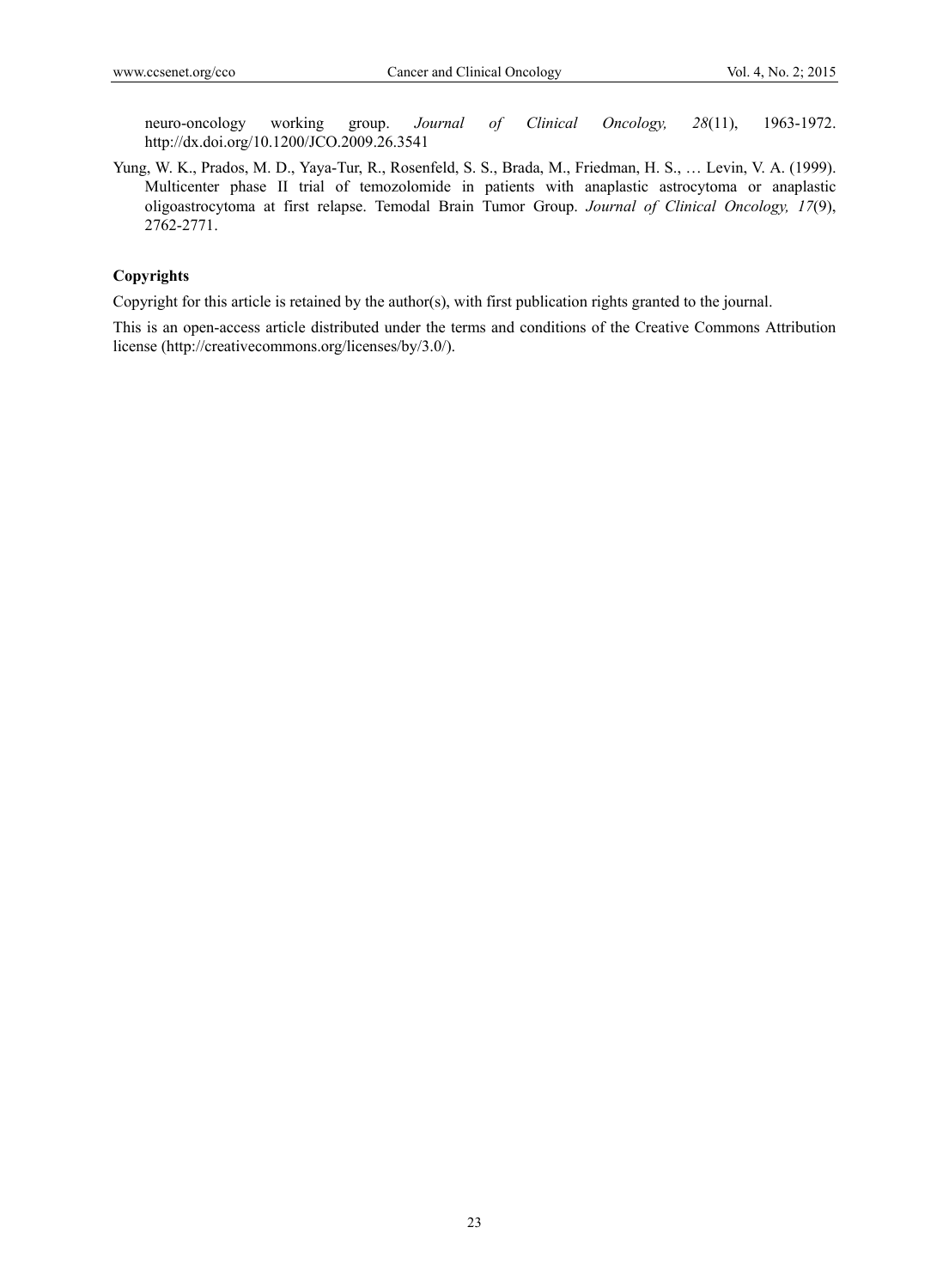neuro-oncology working group. *Journal of Clinical Oncology, 28*(11), 1963-1972. http://dx.doi.org/10.1200/JCO.2009.26.3541

Yung, W. K., Prados, M. D., Yaya-Tur, R., Rosenfeld, S. S., Brada, M., Friedman, H. S., … Levin, V. A. (1999). Multicenter phase II trial of temozolomide in patients with anaplastic astrocytoma or anaplastic oligoastrocytoma at first relapse. Temodal Brain Tumor Group. *Journal of Clinical Oncology, 17*(9), 2762-2771.

**Copyrights**

Copyright for this article is retained by the author(s), with first publication rights granted to the journal.

This is an open-access article distributed under the terms and conditions of the Creative Commons Attribution license (http://creativecommons.org/licenses/by/3.0/).